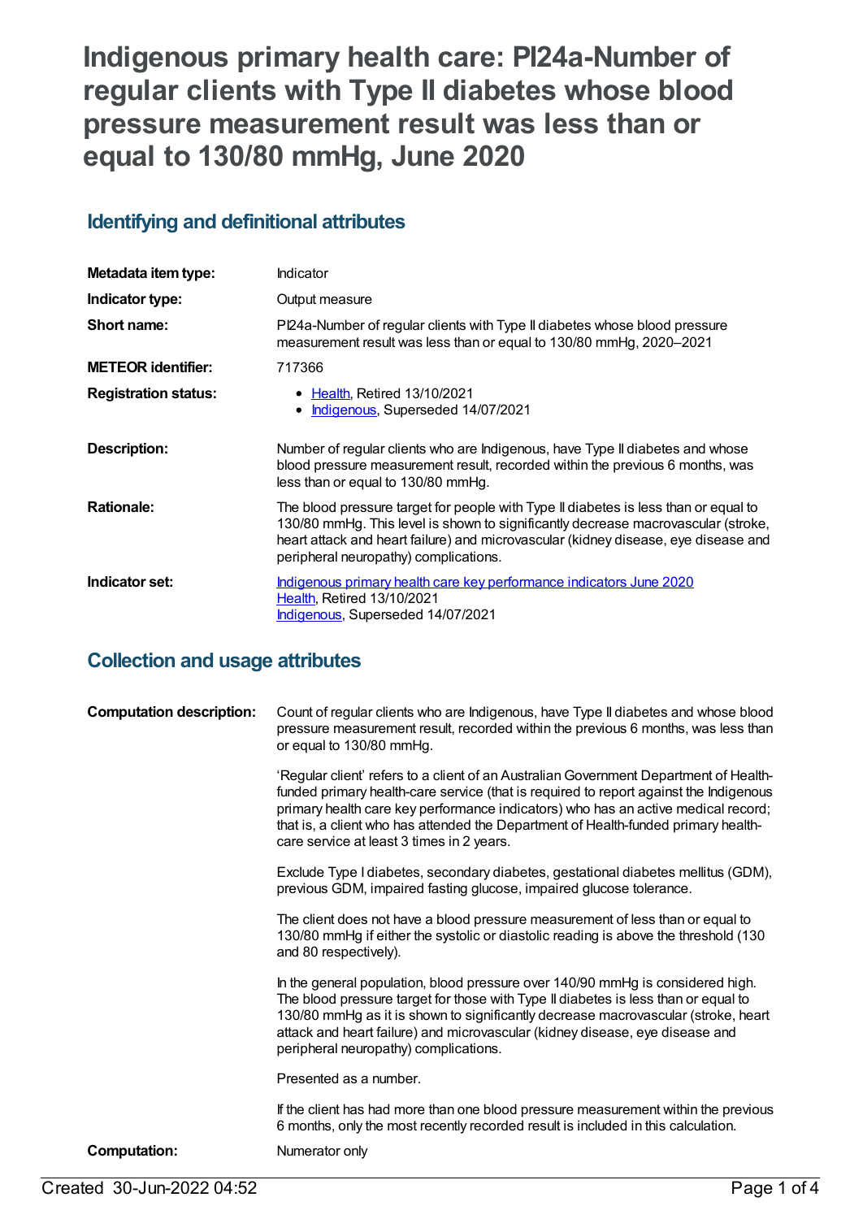# Indigenous primary health care: PI24a-Number of regular clients with Type II diabetes whose blood pressure measurement result was less than or equal to 130/80 mmHg, June 2020

## Identifying and definitional attributes

| | |
|---|---|
| **Metadata item type:** | Indicator |
| **Indicator type:** | Output measure |
| **Short name:** | PI24a-Number of regular clients with Type II diabetes whose blood pressure measurement result was less than or equal to 130/80 mmHg, 2020–2021 |
| **METEOR identifier:** | 717366 |
| **Registration status:** | • Health, Retired 13/10/2021<br>• Indigenous, Superseded 14/07/2021 |
| **Description:** | Number of regular clients who are Indigenous, have Type II diabetes and whose blood pressure measurement result, recorded within the previous 6 months, was less than or equal to 130/80 mmHg. |
| **Rationale:** | The blood pressure target for people with Type II diabetes is less than or equal to 130/80 mmHg. This level is shown to significantly decrease macrovascular (stroke, heart attack and heart failure) and microvascular (kidney disease, eye disease and peripheral neuropathy) complications. |
| **Indicator set:** | Indigenous primary health care key performance indicators June 2020<br>Health, Retired 13/10/2021<br>Indigenous, Superseded 14/07/2021 |

## Collection and usage attributes

**Computation description:**

Count of regular clients who are Indigenous, have Type II diabetes and whose blood pressure measurement result, recorded within the previous 6 months, was less than or equal to 130/80 mmHg.

'Regular client' refers to a client of an Australian Government Department of Health-funded primary health-care service (that is required to report against the Indigenous primary health care key performance indicators) who has an active medical record; that is, a client who has attended the Department of Health-funded primary health-care service at least 3 times in 2 years.

Exclude Type I diabetes, secondary diabetes, gestational diabetes mellitus (GDM), previous GDM, impaired fasting glucose, impaired glucose tolerance.

The client does not have a blood pressure measurement of less than or equal to 130/80 mmHg if either the systolic or diastolic reading is above the threshold (130 and 80 respectively).

In the general population, blood pressure over 140/90 mmHg is considered high. The blood pressure target for those with Type II diabetes is less than or equal to 130/80 mmHg as it is shown to significantly decrease macrovascular (stroke, heart attack and heart failure) and microvascular (kidney disease, eye disease and peripheral neuropathy) complications.

Presented as a number.

If the client has had more than one blood pressure measurement within the previous 6 months, only the most recently recorded result is included in this calculation.

**Computation:** Numerator only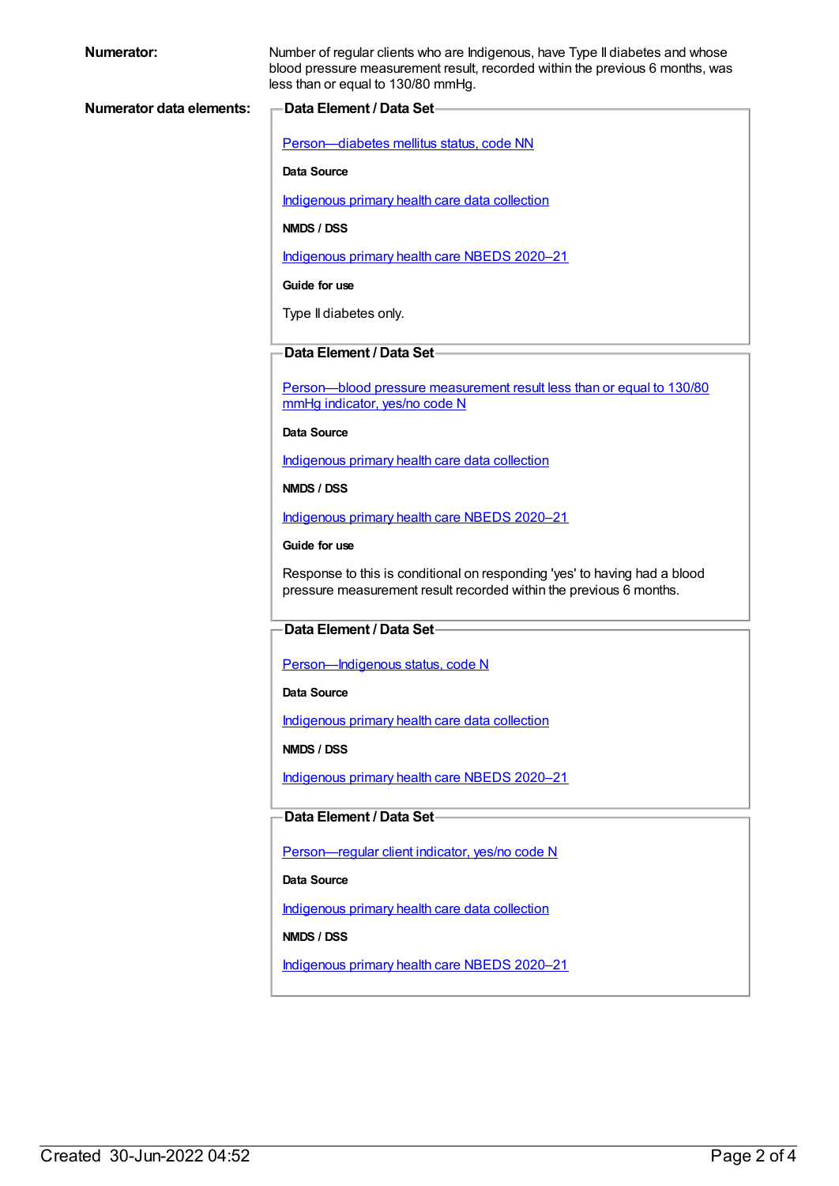**Numerator:** Number of regular clients who are Indigenous, have Type II diabetes and whose blood pressure measurement result, recorded within the previous 6 months, was less than or equal to 130/80 mmHg.

**Numerator data elements:**

**Data Element / Data Set**

Person—diabetes mellitus status, code NN

**Data Source**

Indigenous primary health care data collection

**NMDS / DSS**

Indigenous primary health care NBEDS 2020–21

**Guide for use**

Type II diabetes only.

**Data Element / Data Set**

Person—blood pressure measurement result less than or equal to 130/80 mmHg indicator, yes/no code N

**Data Source**

Indigenous primary health care data collection

**NMDS / DSS**

Indigenous primary health care NBEDS 2020–21

**Guide for use**

Response to this is conditional on responding 'yes' to having had a blood pressure measurement result recorded within the previous 6 months.

**Data Element / Data Set**

Person—Indigenous status, code N

**Data Source**

Indigenous primary health care data collection

**NMDS / DSS**

Indigenous primary health care NBEDS 2020–21

**Data Element / Data Set**

Person—regular client indicator, yes/no code N

**Data Source**

Indigenous primary health care data collection

**NMDS / DSS**

Indigenous primary health care NBEDS 2020–21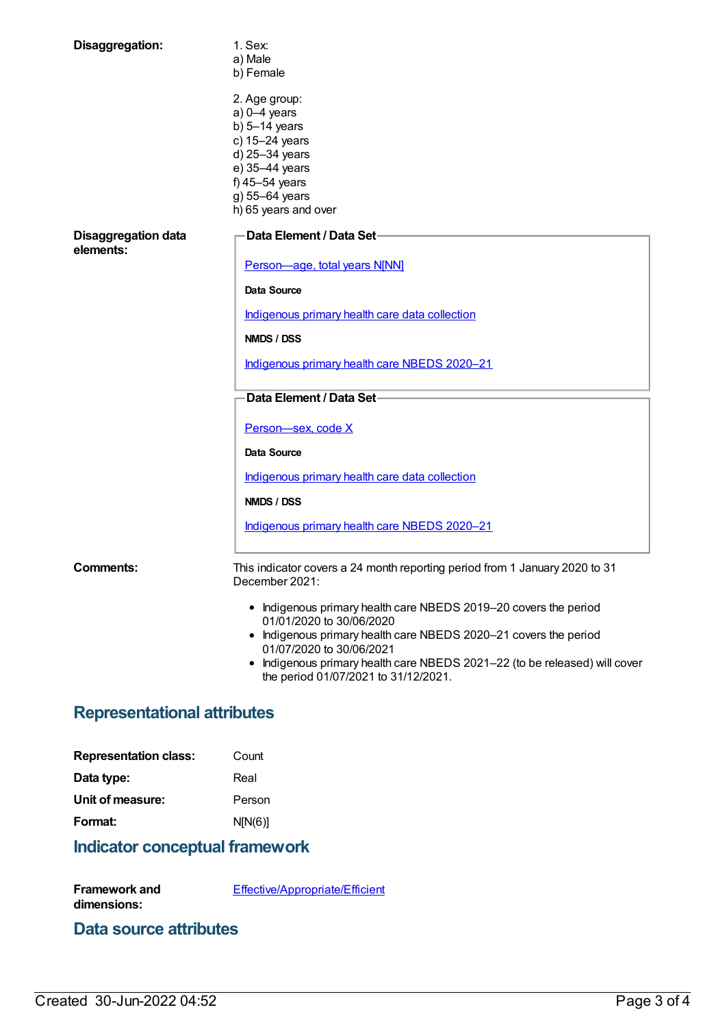**Disaggregation:**

1. Sex:
a) Male
b) Female

2. Age group:
a) 0–4 years
b) 5–14 years
c) 15–24 years
d) 25–34 years
e) 35–44 years
f) 45–54 years
g) 55–64 years
h) 65 years and over

**Disaggregation data elements:**

**Data Element / Data Set**

Person—age, total years N[NN]

**Data Source**

Indigenous primary health care data collection

**NMDS / DSS**

Indigenous primary health care NBEDS 2020–21

**Data Element / Data Set**

Person—sex, code X

**Data Source**

Indigenous primary health care data collection

**NMDS / DSS**

Indigenous primary health care NBEDS 2020–21

**Comments:**

This indicator covers a 24 month reporting period from 1 January 2020 to 31 December 2021:

- Indigenous primary health care NBEDS 2019–20 covers the period 01/01/2020 to 30/06/2020
- Indigenous primary health care NBEDS 2020–21 covers the period 01/07/2020 to 30/06/2021
- Indigenous primary health care NBEDS 2021–22 (to be released) will cover the period 01/07/2021 to 31/12/2021.

## Representational attributes

**Representation class:** Count

**Data type:** Real

**Unit of measure:** Person

**Format:** N[N(6)]

## Indicator conceptual framework

**Framework and dimensions:** Effective/Appropriate/Efficient

## Data source attributes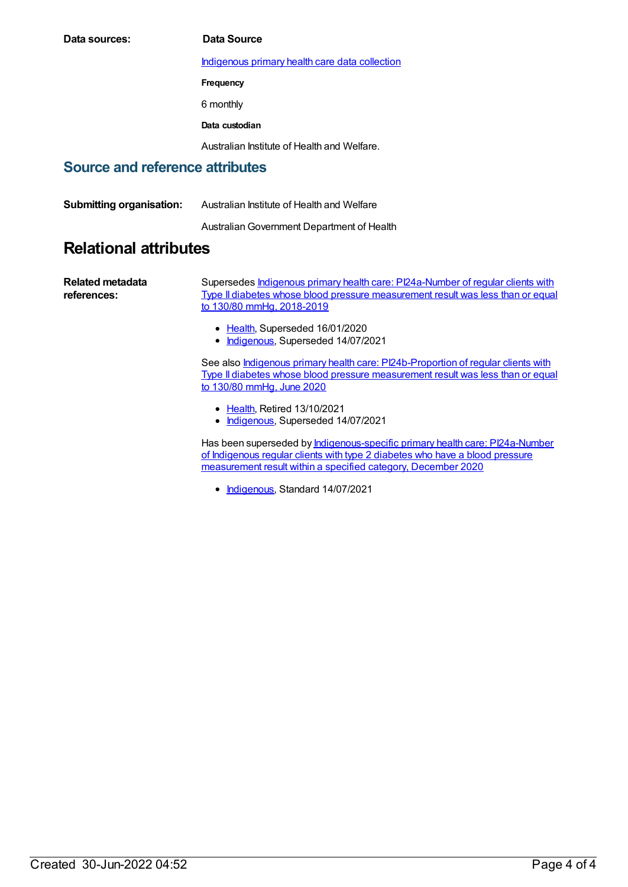**Data sources:**

**Data Source**

Indigenous primary health care data collection

**Frequency**

6 monthly

**Data custodian**

Australian Institute of Health and Welfare.

## Source and reference attributes

**Submitting organisation:** Australian Institute of Health and Welfare

Australian Government Department of Health

# Relational attributes

**Related metadata references:**

Supersedes Indigenous primary health care: PI24a-Number of regular clients with Type II diabetes whose blood pressure measurement result was less than or equal to 130/80 mmHg, 2018-2019

- Health, Superseded 16/01/2020
- Indigenous, Superseded 14/07/2021

See also Indigenous primary health care: PI24b-Proportion of regular clients with Type II diabetes whose blood pressure measurement result was less than or equal to 130/80 mmHg, June 2020

- Health, Retired 13/10/2021
- Indigenous, Superseded 14/07/2021

Has been superseded by Indigenous-specific primary health care: PI24a-Number of Indigenous regular clients with type 2 diabetes who have a blood pressure measurement result within a specified category, December 2020

- Indigenous, Standard 14/07/2021